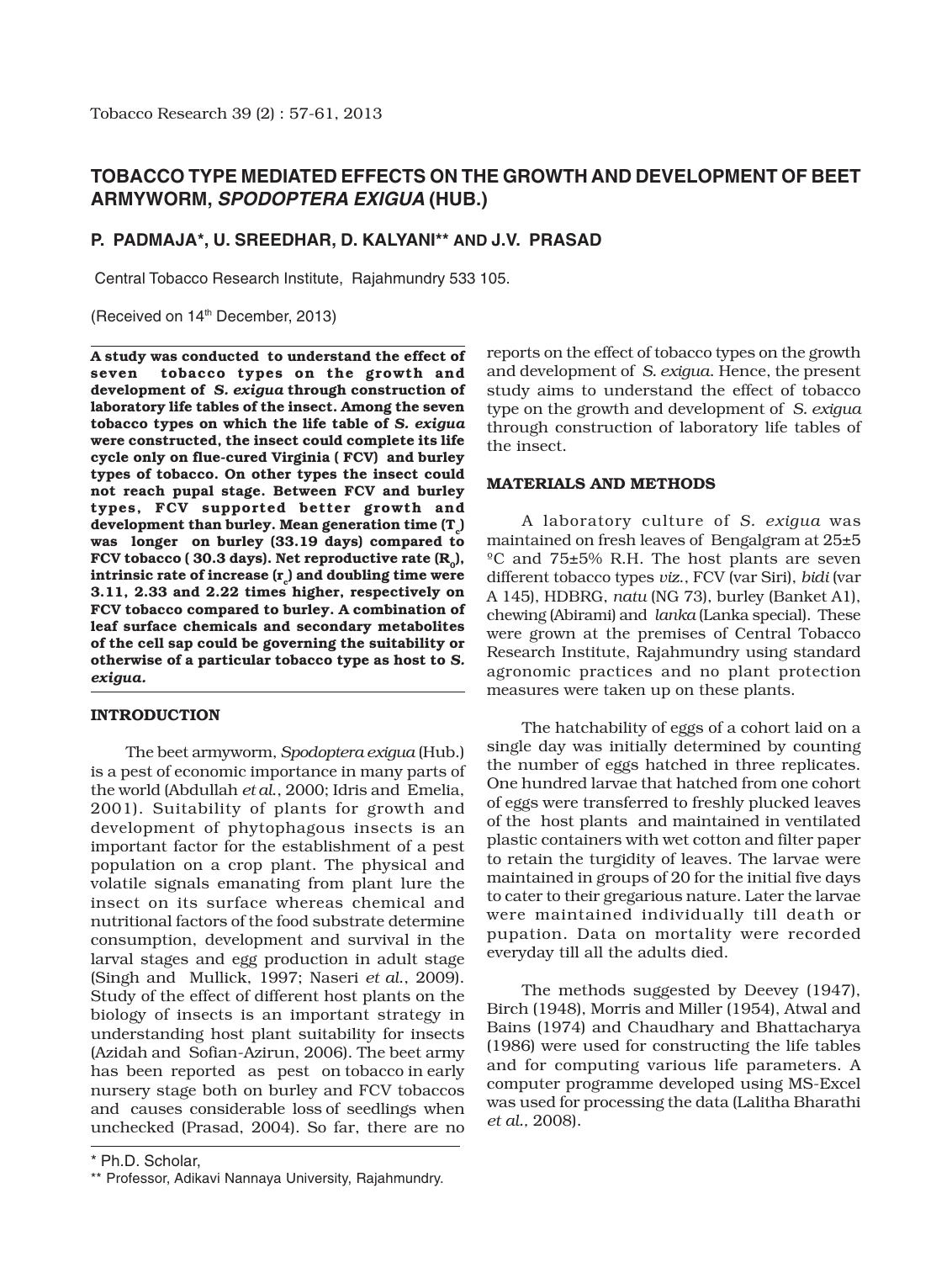# TOBACCO TYPE MEDIATED EFFECTS ON THE GROWTH AND DEVELOPMENT OF BEET ARMYWORM, *SPODOPTERA EXIGUA* (HUB.)

**P. PADMAJA*, U. SREEDHAR, D. KALYANI** AND J.V. PRASAD**

Central Tobacco Research Institute, Rajahmundry 533 105.

(Received on 14th December, 2013)

**A study was conducted to understand the effect of seven tobacco types on the growth and development of *S. exigua* through construction of laboratory life tables of the insect. Among the seven tobacco types on which the life table of *S. exigua* were constructed, the insect could complete its life cycle only on flue-cured Virginia ( FCV) and burley types of tobacco. On other types the insect could not reach pupal stage. Between FCV and burley types, FCV supported better growth and development than burley. Mean generation time ($T_c$) was longer on burley (33.19 days) compared to FCV tobacco ( 30.3 days). Net reproductive rate ($R_0$), intrinsic rate of increase ($r_c$) and doubling time were 3.11, 2.33 and 2.22 times higher, respectively on FCV tobacco compared to burley. A combination of leaf surface chemicals and secondary metabolites of the cell sap could be governing the suitability or otherwise of a particular tobacco type as host to *S. exigua.***

## INTRODUCTION

The beet armyworm, *Spodoptera exigua* (Hub.) is a pest of economic importance in many parts of the world (Abdullah *et al.*, 2000; Idris and Emelia, 2001). Suitability of plants for growth and development of phytophagous insects is an important factor for the establishment of a pest population on a crop plant. The physical and volatile signals emanating from plant lure the insect on its surface whereas chemical and nutritional factors of the food substrate determine consumption, development and survival in the larval stages and egg production in adult stage (Singh and Mullick, 1997; Naseri *et al.*, 2009). Study of the effect of different host plants on the biology of insects is an important strategy in understanding host plant suitability for insects (Azidah and Sofian-Azirun, 2006). The beet army has been reported as pest on tobacco in early nursery stage both on burley and FCV tobaccos and causes considerable loss of seedlings when unchecked (Prasad, 2004). So far, there are no reports on the effect of tobacco types on the growth and development of *S. exigua*. Hence, the present study aims to understand the effect of tobacco type on the growth and development of *S. exigua* through construction of laboratory life tables of the insect.

## MATERIALS AND METHODS

A laboratory culture of *S. exigua* was maintained on fresh leaves of Bengalgram at 25±5 ºC and 75±5% R.H. The host plants are seven different tobacco types *viz.*, FCV (var Siri), *bidi* (var A 145), HDBRG, *natu* (NG 73), burley (Banket A1), chewing (Abirami) and *lanka* (Lanka special). These were grown at the premises of Central Tobacco Research Institute, Rajahmundry using standard agronomic practices and no plant protection measures were taken up on these plants.

The hatchability of eggs of a cohort laid on a single day was initially determined by counting the number of eggs hatched in three replicates. One hundred larvae that hatched from one cohort of eggs were transferred to freshly plucked leaves of the host plants and maintained in ventilated plastic containers with wet cotton and filter paper to retain the turgidity of leaves. The larvae were maintained in groups of 20 for the initial five days to cater to their gregarious nature. Later the larvae were maintained individually till death or pupation. Data on mortality were recorded everyday till all the adults died.

The methods suggested by Deevey (1947), Birch (1948), Morris and Miller (1954), Atwal and Bains (1974) and Chaudhary and Bhattacharya (1986) were used for constructing the life tables and for computing various life parameters. A computer programme developed using MS-Excel was used for processing the data (Lalitha Bharathi *et al.,* 2008).

* Ph.D. Scholar,

** Professor, Adikavi Nannaya University, Rajahmundry.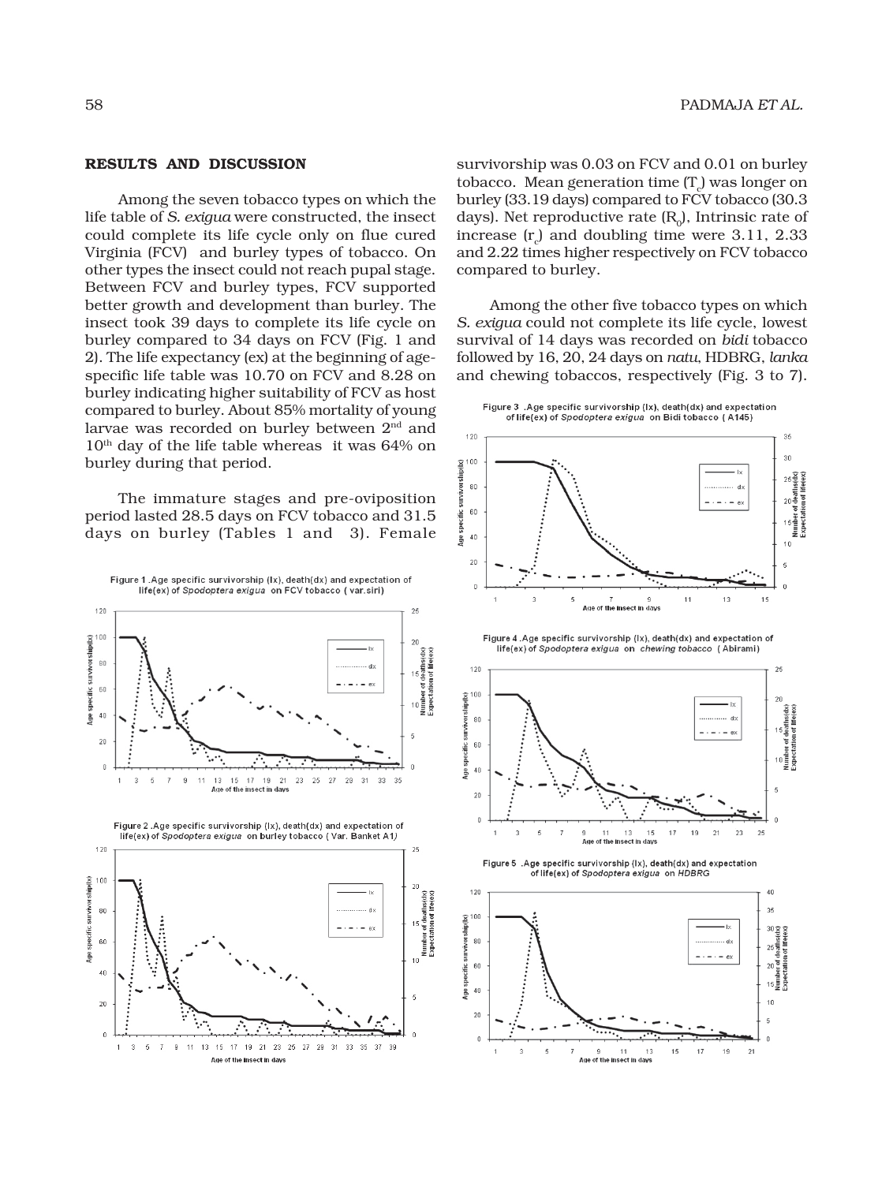## RESULTS AND DISCUSSION

Among the seven tobacco types on which the life table of *S. exigua* were constructed, the insect could complete its life cycle only on flue cured Virginia (FCV) and burley types of tobacco. On other types the insect could not reach pupal stage. Between FCV and burley types, FCV supported better growth and development than burley. The insect took 39 days to complete its life cycle on burley compared to 34 days on FCV (Fig. 1 and 2). The life expectancy (ex) at the beginning of age-specific life table was 10.70 on FCV and 8.28 on burley indicating higher suitability of FCV as host compared to burley. About 85% mortality of young larvae was recorded on burley between 2[nd] and 10[th] day of the life table whereas it was 64% on burley during that period.

The immature stages and pre-oviposition period lasted 28.5 days on FCV tobacco and 31.5 days on burley (Tables 1 and 3). Female survivorship was 0.03 on FCV and 0.01 on burley tobacco. Mean generation time ($T_c$) was longer on burley (33.19 days) compared to FCV tobacco (30.3 days). Net reproductive rate ($R_0$), Intrinsic rate of increase ($r_c$) and doubling time were 3.11, 2.33 and 2.22 times higher respectively on FCV tobacco compared to burley.

Among the other five tobacco types on which *S. exigua* could not complete its life cycle, lowest survival of 14 days was recorded on *bidi* tobacco followed by 16, 20, 24 days on *natu*, HDBRG, *lanka* and chewing tobaccos, respectively (Fig. 3 to 7).

Figure 1 .Age specific survivorship (lx), death(dx) and expectation of life(ex) of *Spodoptera exigua* on FCV tobacco ( var.siri)

Figure 2 .Age specific survivorship (lx), death(dx) and expectation of life(ex) of *Spodoptera exigua* on burley tobacco ( Var. Banket A1)

Figure 3 .Age specific survivorship (lx), death(dx) and expectation of life(ex) of *Spodoptera exigua* on Bidi tobacco ( A145)

Figure 4 .Age specific survivorship (lx), death(dx) and expectation of life(ex) of *Spodoptera exigua* on *chewing tobacco* ( Abirami)

Figure 5 .Age specific survivorship (lx), death(dx) and expectation of life(ex) of *Spodoptera exigua* on *HDBRG*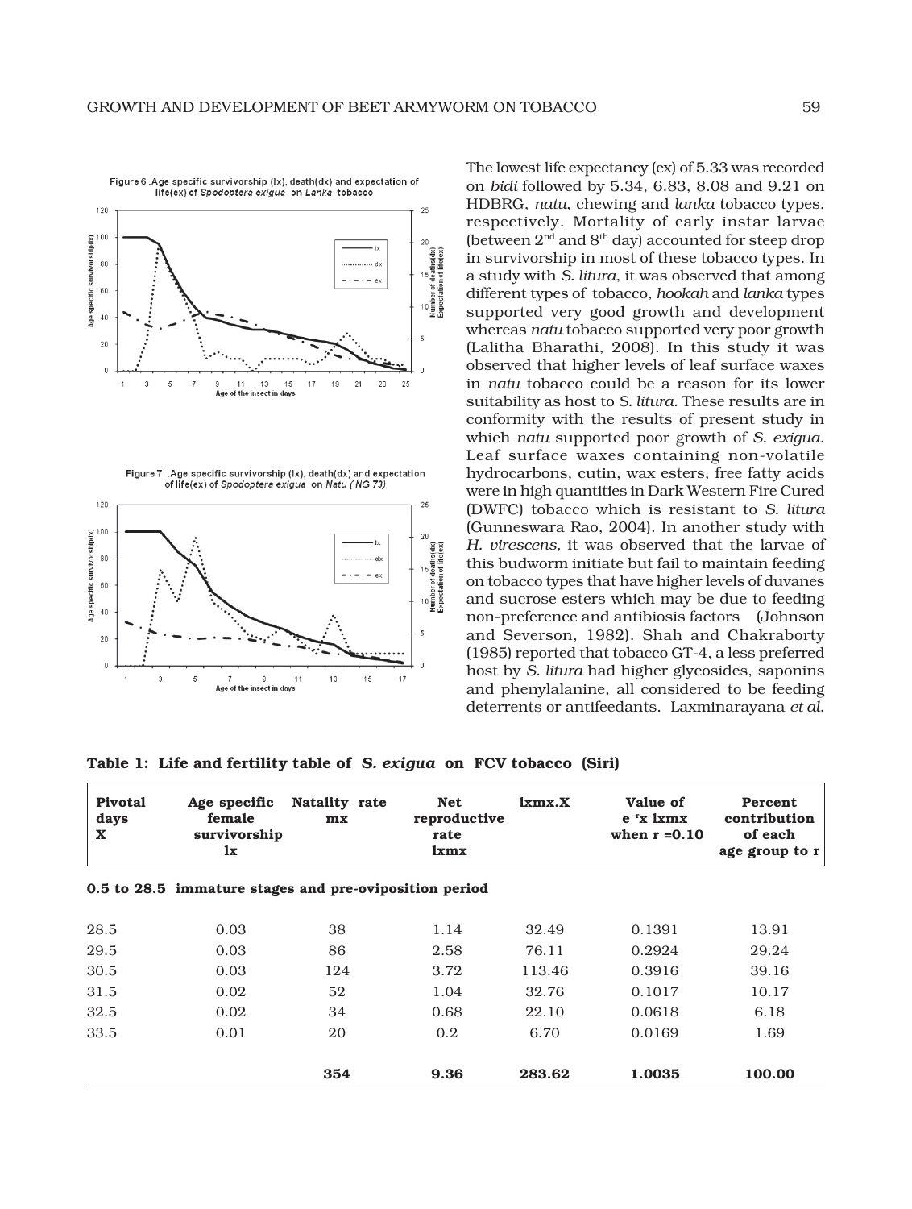Figure 6 .Age specific survivorship (lx), death(dx) and expectation of life(ex) of *Spodoptera exigua* on *Lanka* tobacco

Figure 7 .Age specific survivorship (lx), death(dx) and expectation of life(ex) of *Spodoptera exigua* on *Natu* (NG 73)

The lowest life expectancy (ex) of 5.33 was recorded on *bidi* followed by 5.34, 6.83, 8.08 and 9.21 on HDBRG, *natu*, chewing and *lanka* tobacco types, respectively. Mortality of early instar larvae (between 2nd and 8th day) accounted for steep drop in survivorship in most of these tobacco types. In a study with *S. litura*, it was observed that among different types of tobacco, *hookah* and *lanka* types supported very good growth and development whereas *natu* tobacco supported very poor growth (Lalitha Bharathi, 2008). In this study it was observed that higher levels of leaf surface waxes in *natu* tobacco could be a reason for its lower suitability as host to *S. litura*. These results are in conformity with the results of present study in which *natu* supported poor growth of *S. exigua*. Leaf surface waxes containing non-volatile hydrocarbons, cutin, wax esters, free fatty acids were in high quantities in Dark Western Fire Cured (DWFC) tobacco which is resistant to *S. litura* (Gunneswara Rao, 2004). In another study with *H. virescens*, it was observed that the larvae of this budworm initiate but fail to maintain feeding on tobacco types that have higher levels of duvanes and sucrose esters which may be due to feeding non-preference and antibiosis factors (Johnson and Severson, 1982). Shah and Chakraborty (1985) reported that tobacco GT-4, a less preferred host by *S. litura* had higher glycosides, saponins and phenylalanine, all considered to be feeding deterrents or antifeedants. Laxminarayana *et al*.

**Table 1: Life and fertility table of *S. exigua* on FCV tobacco (Siri)**

| Pivotal days X | Age specific female survivorship lx | Natality rate mx | Net reproductive rate lxmx | lxmx.X | Value of $e^{-r}x$ lxmx when r =0.10 | Percent contribution of each age group to r |
|---|---|---|---|---|---|---|
| **0.5 to 28.5 immature stages and pre-oviposition period** | | | | | | |
| 28.5 | 0.03 | 38 | 1.14 | 32.49 | 0.1391 | 13.91 |
| 29.5 | 0.03 | 86 | 2.58 | 76.11 | 0.2924 | 29.24 |
| 30.5 | 0.03 | 124 | 3.72 | 113.46 | 0.3916 | 39.16 |
| 31.5 | 0.02 | 52 | 1.04 | 32.76 | 0.1017 | 10.17 |
| 32.5 | 0.02 | 34 | 0.68 | 22.10 | 0.0618 | 6.18 |
| 33.5 | 0.01 | 20 | 0.2 | 6.70 | 0.0169 | 1.69 |
| | | **354** | **9.36** | **283.62** | **1.0035** | **100.00** |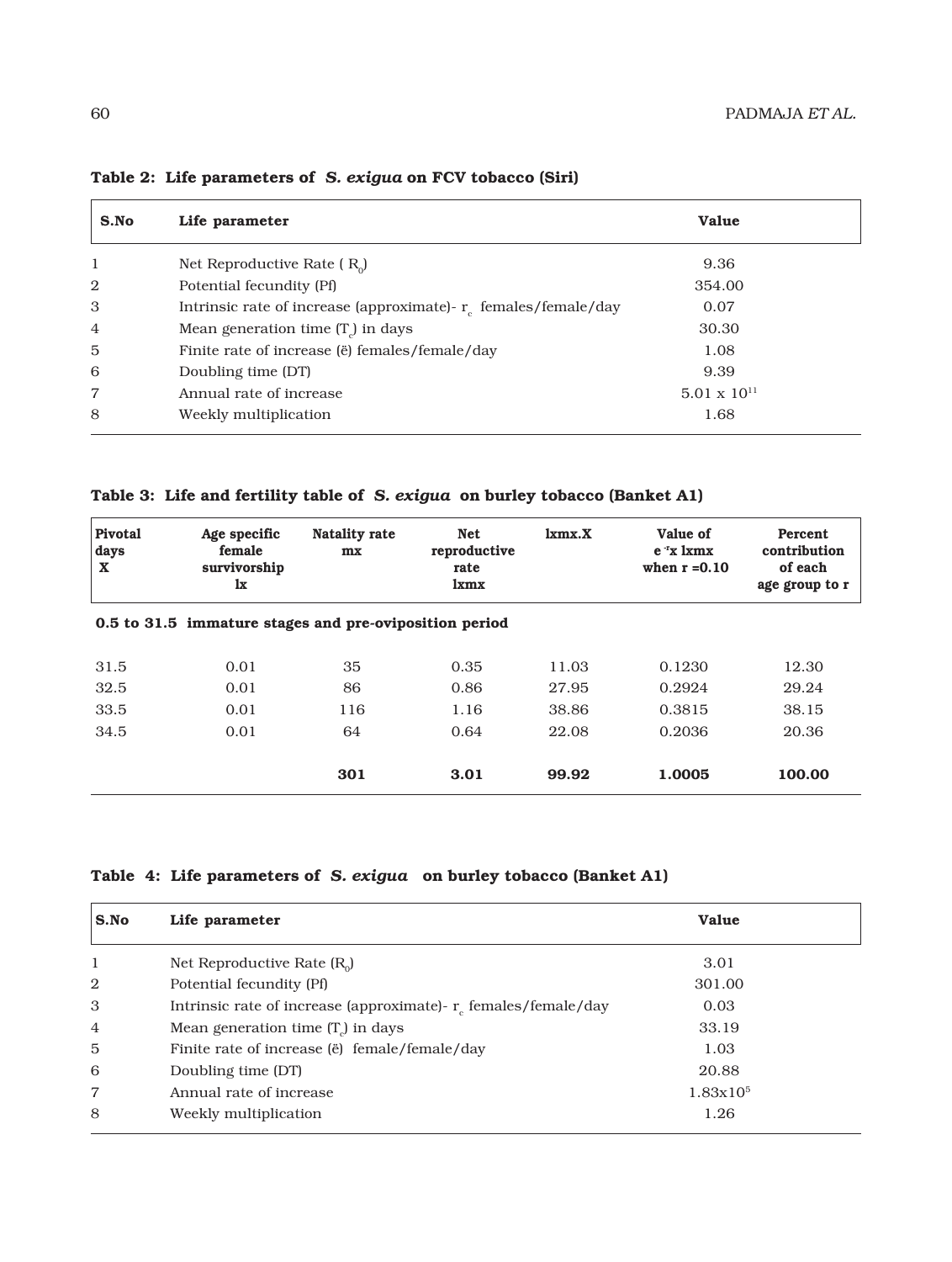**Table 2: Life parameters of *S. exigua* on FCV tobacco (Siri)**

| S.No | Life parameter | Value |
|---|---|---|
| 1 | Net Reproductive Rate ( $R_0$) | 9.36 |
| 2 | Potential fecundity (Pf) | 354.00 |
| 3 | Intrinsic rate of increase (approximate)- $r_c$ females/female/day | 0.07 |
| 4 | Mean generation time ($T_c$) in days | 30.30 |
| 5 | Finite rate of increase (ë) females/female/day | 1.08 |
| 6 | Doubling time (DT) | 9.39 |
| 7 | Annual rate of increase | $5.01 \times 10^{11}$ |
| 8 | Weekly multiplication | 1.68 |

**Table 3: Life and fertility table of *S. exigua* on burley tobacco (Banket A1)**

| Pivotal days X | Age specific female survivorship lx | Natality rate mx | Net reproductive rate lxmx | lxmx.X | Value of $e^{-rx}$ x lxmx when r =0.10 | Percent contribution of each age group to r |
|---|---|---|---|---|---|---|
| **0.5 to 31.5 immature stages and pre-oviposition period** | | | | | | |
| 31.5 | 0.01 | 35 | 0.35 | 11.03 | 0.1230 | 12.30 |
| 32.5 | 0.01 | 86 | 0.86 | 27.95 | 0.2924 | 29.24 |
| 33.5 | 0.01 | 116 | 1.16 | 38.86 | 0.3815 | 38.15 |
| 34.5 | 0.01 | 64 | 0.64 | 22.08 | 0.2036 | 20.36 |
| | | **301** | **3.01** | **99.92** | **1.0005** | **100.00** |

**Table 4: Life parameters of *S. exigua* on burley tobacco (Banket A1)**

| S.No | Life parameter | Value |
|---|---|---|
| 1 | Net Reproductive Rate ($R_0$) | 3.01 |
| 2 | Potential fecundity (Pf) | 301.00 |
| 3 | Intrinsic rate of increase (approximate)- $r_c$ females/female/day | 0.03 |
| 4 | Mean generation time ($T_c$) in days | 33.19 |
| 5 | Finite rate of increase (ë) female/female/day | 1.03 |
| 6 | Doubling time (DT) | 20.88 |
| 7 | Annual rate of increase | $1.83 \times 10^5$ |
| 8 | Weekly multiplication | 1.26 |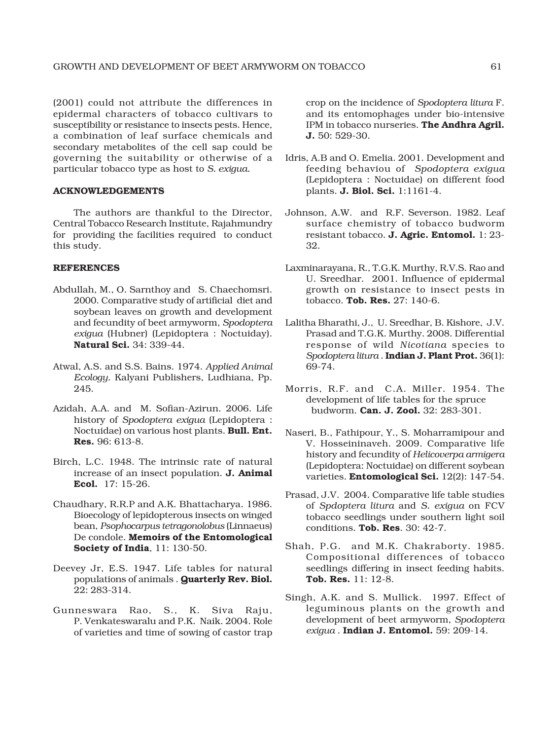(2001) could not attribute the differences in epidermal characters of tobacco cultivars to susceptibility or resistance to insects pests. Hence, a combination of leaf surface chemicals and secondary metabolites of the cell sap could be governing the suitability or otherwise of a particular tobacco type as host to *S. exigua*.

## ACKNOWLEDGEMENTS

The authors are thankful to the Director, Central Tobacco Research Institute, Rajahmundry for providing the facilities required to conduct this study.

## REFERENCES

Abdullah, M., O. Sarnthoy and S. Chaechomsri. 2000. Comparative study of artificial diet and soybean leaves on growth and development and fecundity of beet armyworm, *Spodoptera exigua* (Hubner) (Lepidoptera : Noctuiday). **Natural Sci.** 34: 339-44.

Atwal, A.S. and S.S. Bains. 1974. *Applied Animal Ecology*. Kalyani Publishers, Ludhiana, Pp. 245.

Azidah, A.A. and M. Sofian-Azirun. 2006. Life history of *Spodoptera exigua* (Lepidoptera : Noctuidae) on various host plants. **Bull. Ent. Res.** 96: 613-8.

Birch, L.C. 1948. The intrinsic rate of natural increase of an insect population. **J. Animal Ecol.** 17: 15-26.

Chaudhary, R.R.P and A.K. Bhattacharya. 1986. Bioecology of lepidopterous insects on winged bean, *Psophocarpus tetragonolobus* (Linnaeus) De condole. **Memoirs of the Entomological Society of India**, 11: 130-50.

Deevey Jr, E.S. 1947. Life tables for natural populations of animals . **Quarterly Rev. Biol.** 22: 283-314.

Gunneswara Rao, S., K. Siva Raju, P. Venkateswaralu and P.K. Naik. 2004. Role of varieties and time of sowing of castor trap crop on the incidence of *Spodoptera litura* F. and its entomophages under bio-intensive IPM in tobacco nurseries. **The Andhra Agril. J.** 50: 529-30.

Idris, A.B and O. Emelia. 2001. Development and feeding behaviou of *Spodoptera exigua* (Lepidoptera : Noctuidae) on different food plants. **J. Biol. Sci.** 1:1161-4.

Johnson, A.W. and R.F. Severson. 1982. Leaf surface chemistry of tobacco budworm resistant tobacco. **J. Agric. Entomol.** 1: 23-32.

Laxminarayana, R., T.G.K. Murthy, R.V.S. Rao and U. Sreedhar. 2001. Influence of epidermal growth on resistance to insect pests in tobacco. **Tob. Res.** 27: 140-6.

Lalitha Bharathi, J., U. Sreedhar, B. Kishore, J.V. Prasad and T.G.K. Murthy. 2008. Differential response of wild *Nicotiana* species to *Spodoptera litura* . **Indian J. Plant Prot.** 36(1): 69-74.

Morris, R.F. and C.A. Miller. 1954. The development of life tables for the spruce budworm. **Can. J. Zool.** 32: 283-301.

Naseri, B., Fathipour, Y., S. Moharramipour and V. Hosseininaveh. 2009. Comparative life history and fecundity of *Helicoverpa armigera* (Lepidoptera: Noctuidae) on different soybean varieties. **Entomological Sci.** 12(2): 147-54.

Prasad, J.V. 2004. Comparative life table studies of *Spdoptera litura* and *S. exigua* on FCV tobacco seedlings under southern light soil conditions. **Tob. Res**. 30: 42-7.

Shah, P.G. and M.K. Chakraborty. 1985. Compositional differences of tobacco seedlings differing in insect feeding habits. **Tob. Res.** 11: 12-8.

Singh, A.K. and S. Mullick. 1997. Effect of leguminous plants on the growth and development of beet armyworm, *Spodoptera exigua* . **Indian J. Entomol.** 59: 209-14.